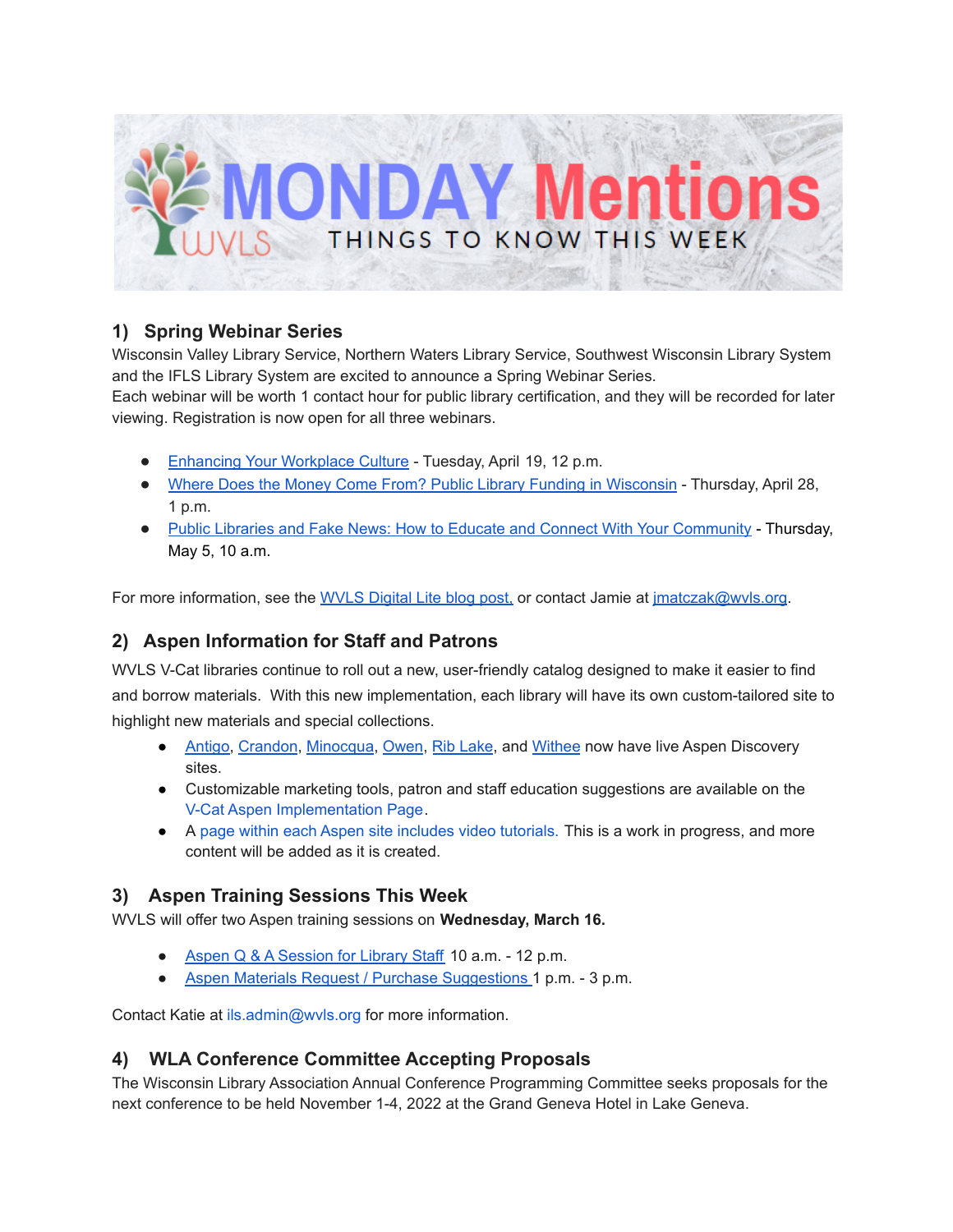# MONDAY Mentions

THINGS TO KNOW THIS WEEK

## 1) Spring Webinar Series

Wisconsin Valley Library Service, Northern Waters Library Service, Southwest Wisconsin Library System and the IFLS Library System are excited to announce a Spring Webinar Series.
Each webinar will be worth 1 contact hour for public library certification, and they will be recorded for later viewing. Registration is now open for all three webinars.

- Enhancing Your Workplace Culture - Tuesday, April 19, 12 p.m.
- Where Does the Money Come From? Public Library Funding in Wisconsin - Thursday, April 28, 1 p.m.
- Public Libraries and Fake News: How to Educate and Connect With Your Community - Thursday, May 5, 10 a.m.

For more information, see the WVLS Digital Lite blog post, or contact Jamie at jmatczak@wvls.org.

## 2) Aspen Information for Staff and Patrons

WVLS V-Cat libraries continue to roll out a new, user-friendly catalog designed to make it easier to find and borrow materials. With this new implementation, each library will have its own custom-tailored site to highlight new materials and special collections.

- Antigo, Crandon, Minocqua, Owen, Rib Lake, and Withee now have live Aspen Discovery sites.
- Customizable marketing tools, patron and staff education suggestions are available on the V-Cat Aspen Implementation Page.
- A page within each Aspen site includes video tutorials. This is a work in progress, and more content will be added as it is created.

## 3) Aspen Training Sessions This Week

WVLS will offer two Aspen training sessions on **Wednesday, March 16.**

- Aspen Q & A Session for Library Staff 10 a.m. - 12 p.m.
- Aspen Materials Request / Purchase Suggestions 1 p.m. - 3 p.m.

Contact Katie at ils.admin@wvls.org for more information.

## 4) WLA Conference Committee Accepting Proposals

The Wisconsin Library Association Annual Conference Programming Committee seeks proposals for the next conference to be held November 1-4, 2022 at the Grand Geneva Hotel in Lake Geneva.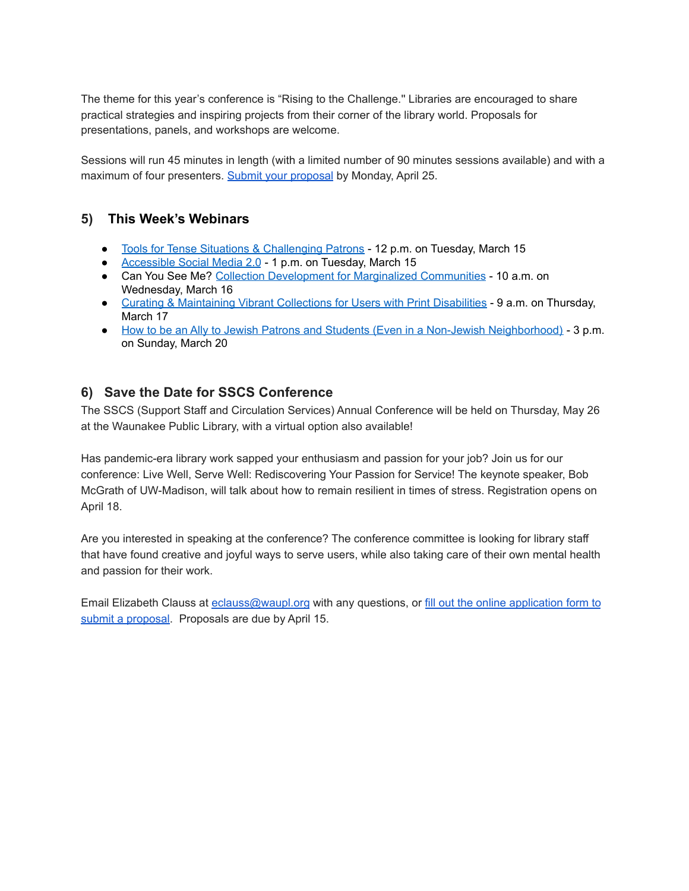The theme for this year's conference is "Rising to the Challenge." Libraries are encouraged to share practical strategies and inspiring projects from their corner of the library world. Proposals for presentations, panels, and workshops are welcome.

Sessions will run 45 minutes in length (with a limited number of 90 minutes sessions available) and with a maximum of four presenters. Submit your proposal by Monday, April 25.

## 5) This Week's Webinars

- Tools for Tense Situations & Challenging Patrons - 12 p.m. on Tuesday, March 15
- Accessible Social Media 2.0 - 1 p.m. on Tuesday, March 15
- Can You See Me? Collection Development for Marginalized Communities - 10 a.m. on Wednesday, March 16
- Curating & Maintaining Vibrant Collections for Users with Print Disabilities - 9 a.m. on Thursday, March 17
- How to be an Ally to Jewish Patrons and Students (Even in a Non-Jewish Neighborhood) - 3 p.m. on Sunday, March 20

## 6) Save the Date for SSCS Conference

The SSCS (Support Staff and Circulation Services) Annual Conference will be held on Thursday, May 26 at the Waunakee Public Library, with a virtual option also available!

Has pandemic-era library work sapped your enthusiasm and passion for your job? Join us for our conference: Live Well, Serve Well: Rediscovering Your Passion for Service! The keynote speaker, Bob McGrath of UW-Madison, will talk about how to remain resilient in times of stress. Registration opens on April 18.

Are you interested in speaking at the conference? The conference committee is looking for library staff that have found creative and joyful ways to serve users, while also taking care of their own mental health and passion for their work.

Email Elizabeth Clauss at eclauss@waupl.org with any questions, or fill out the online application form to submit a proposal. Proposals are due by April 15.